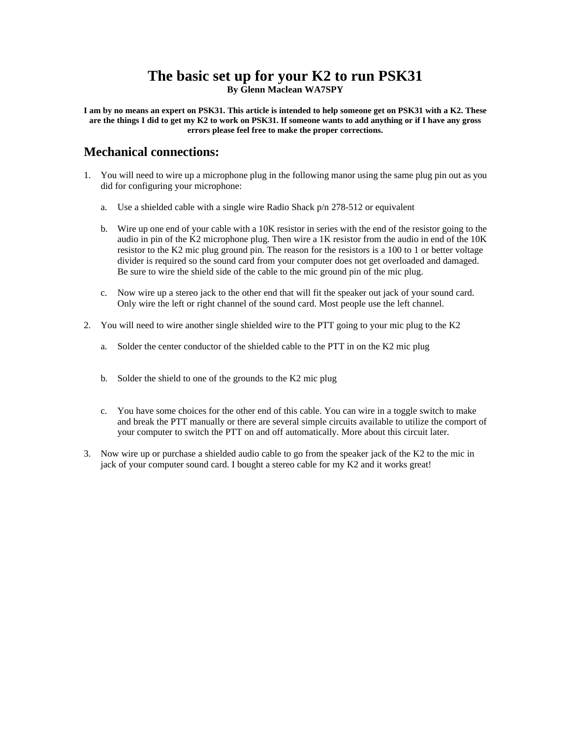# The basic set up for your K2 to run PSK31

**By Glenn Maclean WA7SPY**

**I am by no means an expert on PSK31. This article is intended to help someone get on PSK31 with a K2. These are the things I did to get my K2 to work on PSK31. If someone wants to add anything or if I have any gross errors please feel free to make the proper corrections.**

## Mechanical connections:

1. You will need to wire up a microphone plug in the following manor using the same plug pin out as you did for configuring your microphone:

   a. Use a shielded cable with a single wire Radio Shack p/n 278-512 or equivalent

   b. Wire up one end of your cable with a 10K resistor in series with the end of the resistor going to the audio in pin of the K2 microphone plug. Then wire a 1K resistor from the audio in end of the 10K resistor to the K2 mic plug ground pin. The reason for the resistors is a 100 to 1 or better voltage divider is required so the sound card from your computer does not get overloaded and damaged. Be sure to wire the shield side of the cable to the mic ground pin of the mic plug.

   c. Now wire up a stereo jack to the other end that will fit the speaker out jack of your sound card. Only wire the left or right channel of the sound card. Most people use the left channel.

2. You will need to wire another single shielded wire to the PTT going to your mic plug to the K2

   a. Solder the center conductor of the shielded cable to the PTT in on the K2 mic plug

   b. Solder the shield to one of the grounds to the K2 mic plug

   c. You have some choices for the other end of this cable. You can wire in a toggle switch to make and break the PTT manually or there are several simple circuits available to utilize the comport of your computer to switch the PTT on and off automatically. More about this circuit later.

3. Now wire up or purchase a shielded audio cable to go from the speaker jack of the K2 to the mic in jack of your computer sound card. I bought a stereo cable for my K2 and it works great!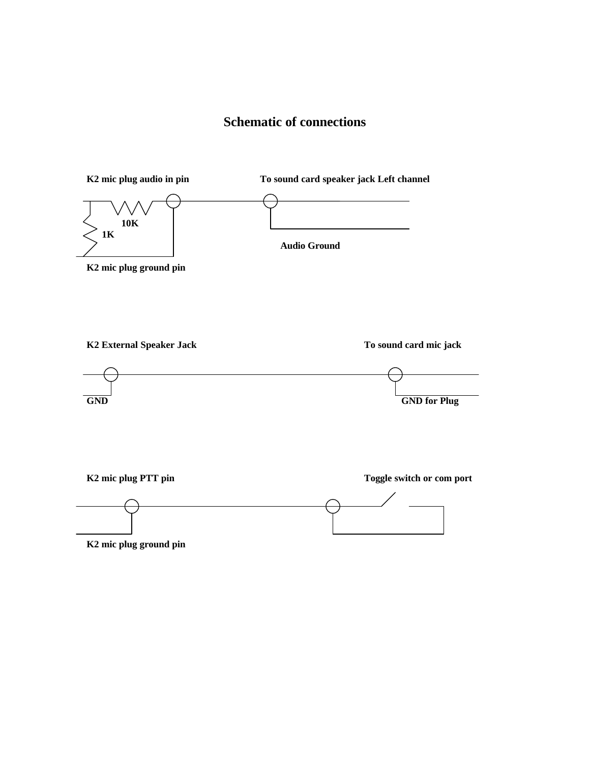# Schematic of connections

K2 mic plug audio in pin

To sound card speaker jack Left channel

10K

1K

Audio Ground

K2 mic plug ground pin

K2 External Speaker Jack

To sound card mic jack

GND

GND for Plug

K2 mic plug PTT pin

Toggle switch or com port

K2 mic plug ground pin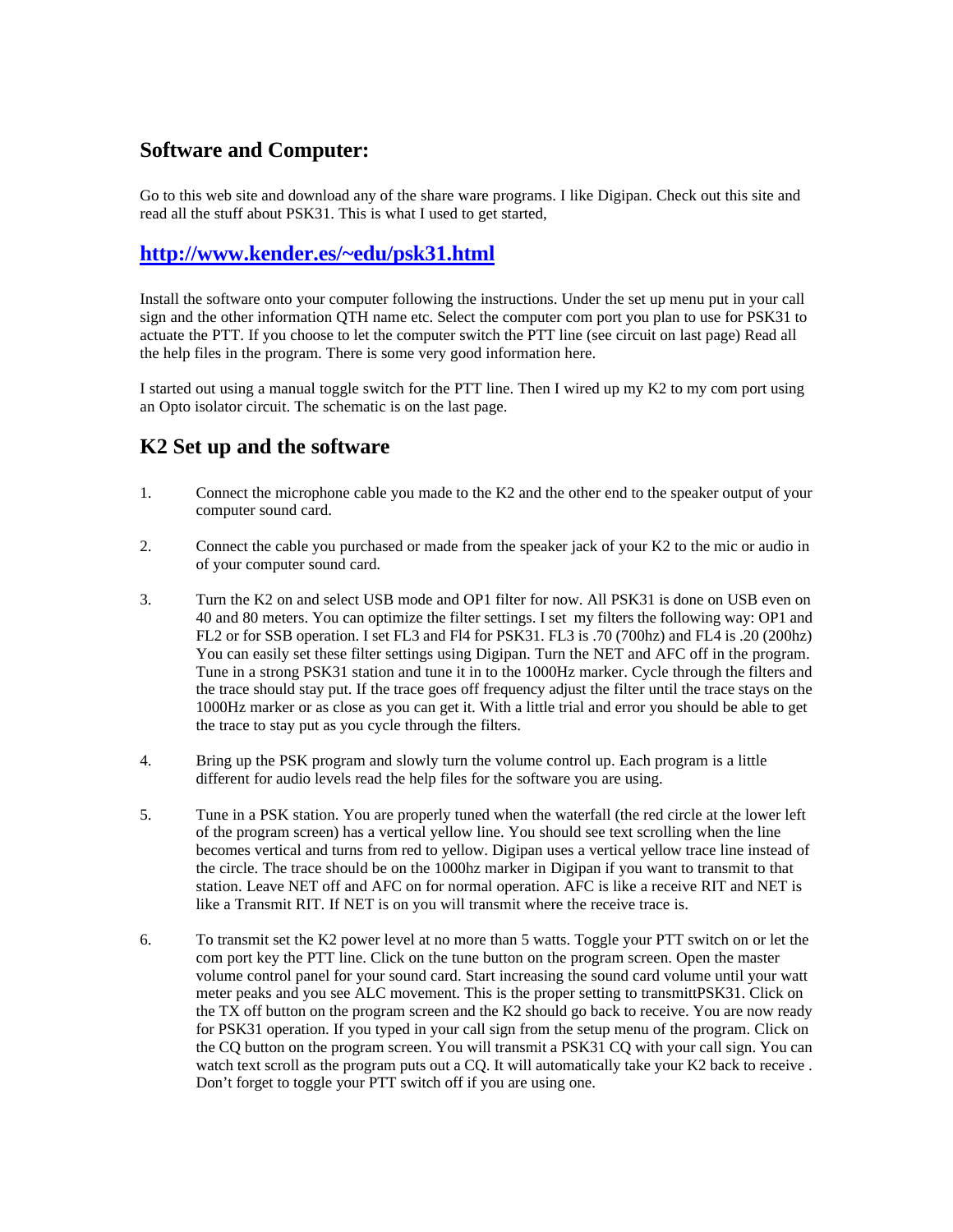## Software and Computer:

Go to this web site and download any of the share ware programs. I like Digipan. Check out this site and read all the stuff about PSK31. This is what I used to get started,

### http://www.kender.es/~edu/psk31.html

Install the software onto your computer following the instructions. Under the set up menu put in your call sign and the other information QTH name etc. Select the computer com port you plan to use for PSK31 to actuate the PTT. If you choose to let the computer switch the PTT line (see circuit on last page) Read all the help files in the program. There is some very good information here.

I started out using a manual toggle switch for the PTT line. Then I wired up my K2 to my com port using an Opto isolator circuit. The schematic is on the last page.

## K2 Set up and the software

1. Connect the microphone cable you made to the K2 and the other end to the speaker output of your computer sound card.

2. Connect the cable you purchased or made from the speaker jack of your K2 to the mic or audio in of your computer sound card.

3. Turn the K2 on and select USB mode and OP1 filter for now. All PSK31 is done on USB even on 40 and 80 meters. You can optimize the filter settings. I set my filters the following way: OP1 and FL2 or for SSB operation. I set FL3 and Fl4 for PSK31. FL3 is .70 (700hz) and FL4 is .20 (200hz) You can easily set these filter settings using Digipan. Turn the NET and AFC off in the program. Tune in a strong PSK31 station and tune it in to the 1000Hz marker. Cycle through the filters and the trace should stay put. If the trace goes off frequency adjust the filter until the trace stays on the 1000Hz marker or as close as you can get it. With a little trial and error you should be able to get the trace to stay put as you cycle through the filters.

4. Bring up the PSK program and slowly turn the volume control up. Each program is a little different for audio levels read the help files for the software you are using.

5. Tune in a PSK station. You are properly tuned when the waterfall (the red circle at the lower left of the program screen) has a vertical yellow line. You should see text scrolling when the line becomes vertical and turns from red to yellow. Digipan uses a vertical yellow trace line instead of the circle. The trace should be on the 1000hz marker in Digipan if you want to transmit to that station. Leave NET off and AFC on for normal operation. AFC is like a receive RIT and NET is like a Transmit RIT. If NET is on you will transmit where the receive trace is.

6. To transmit set the K2 power level at no more than 5 watts. Toggle your PTT switch on or let the com port key the PTT line. Click on the tune button on the program screen. Open the master volume control panel for your sound card. Start increasing the sound card volume until your watt meter peaks and you see ALC movement. This is the proper setting to transmittPSK31. Click on the TX off button on the program screen and the K2 should go back to receive. You are now ready for PSK31 operation. If you typed in your call sign from the setup menu of the program. Click on the CQ button on the program screen. You will transmit a PSK31 CQ with your call sign. You can watch text scroll as the program puts out a CQ. It will automatically take your K2 back to receive . Don't forget to toggle your PTT switch off if you are using one.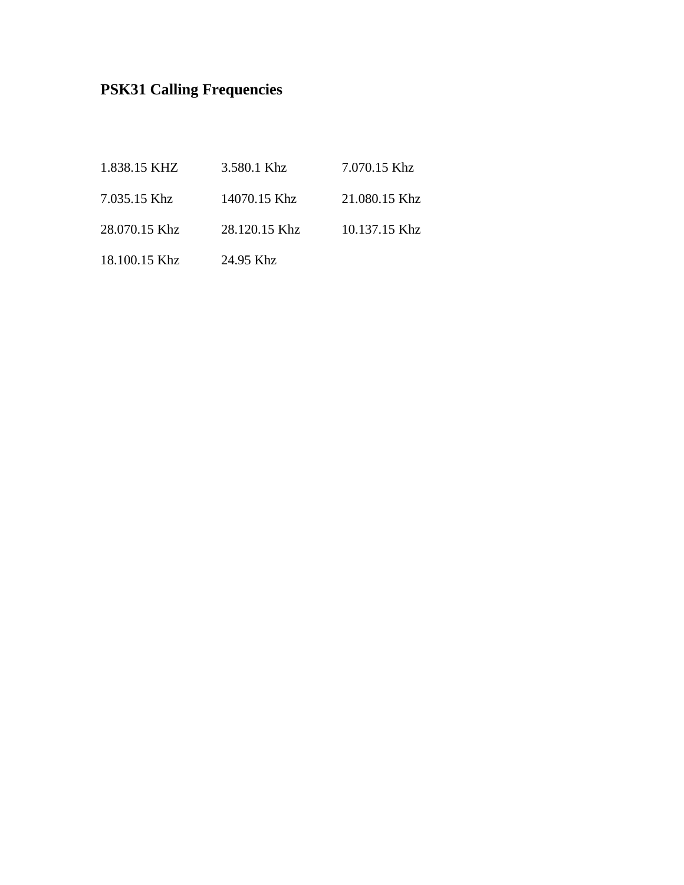## PSK31 Calling Frequencies

| | | |
|---|---|---|
| 1.838.15 KHZ | 3.580.1 Khz | 7.070.15 Khz |
| 7.035.15 Khz | 14070.15 Khz | 21.080.15 Khz |
| 28.070.15 Khz | 28.120.15 Khz | 10.137.15 Khz |
| 18.100.15 Khz | 24.95 Khz | |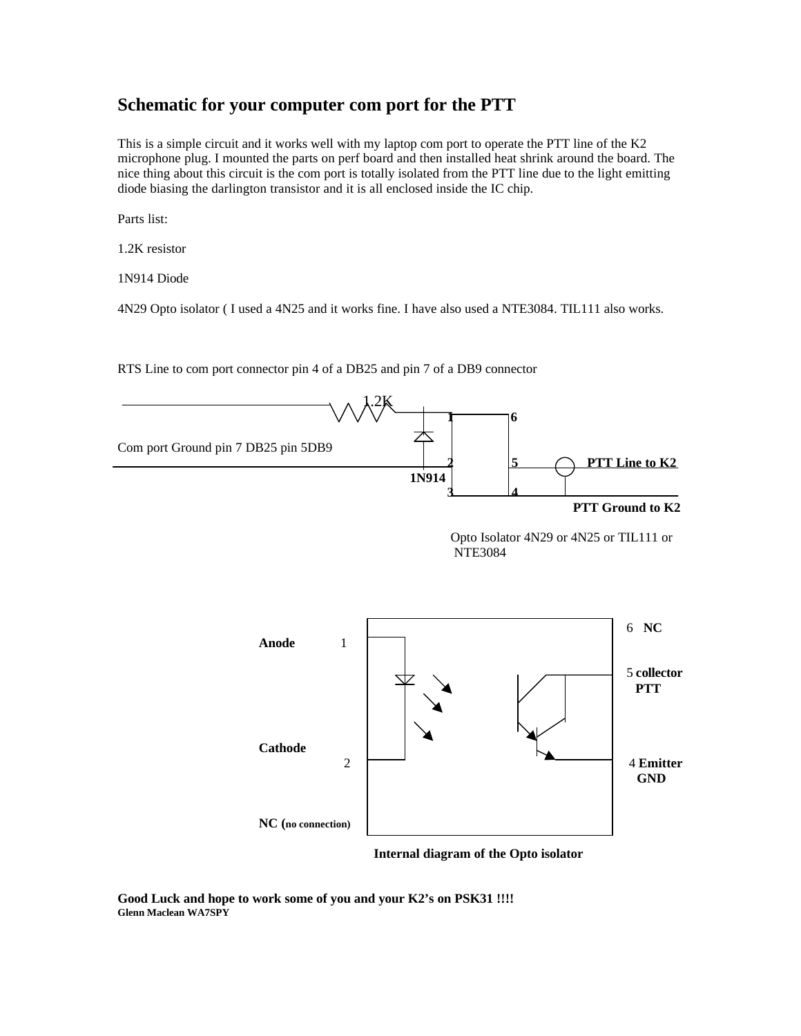# Schematic for your computer com port for the PTT

This is a simple circuit and it works well with my laptop com port to operate the PTT line of the K2 microphone plug. I mounted the parts on perf board and then installed heat shrink around the board. The nice thing about this circuit is the com port is totally isolated from the PTT line due to the light emitting diode biasing the darlington transistor and it is all enclosed inside the IC chip.

Parts list:

1.2K resistor

1N914 Diode

4N29 Opto isolator ( I used a 4N25 and it works fine. I have also used a NTE3084. TIL111 also works.

RTS Line to com port connector pin 4 of a DB25 and pin 7 of a DB9 connector

1.2K

1 6

Com port Ground pin 7 DB25 pin 5DB9

2 5 **PTT Line to K2**

**1N914**

3 4

**PTT Ground to K2**

Opto Isolator 4N29 or 4N25 or TIL111 or NTE3084

6 **NC**

**Anode** 1

5 **collector PTT**

**Cathode** 2

4 **Emitter GND**

**NC (no connection)**

**Internal diagram of the Opto isolator**

**Good Luck and hope to work some of you and your K2's on PSK31 !!!!**
**Glenn Maclean WA7SPY**